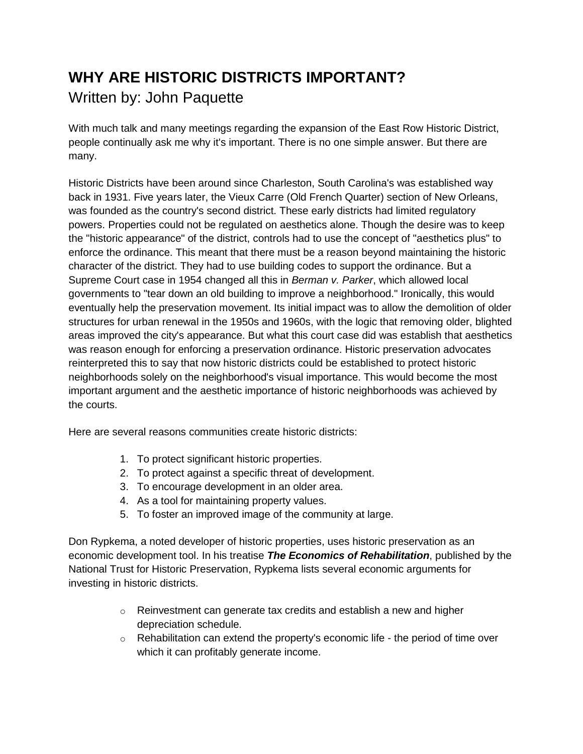# WHY ARE HISTORIC DISTRICTS IMPORTANT?

Written by: John Paquette

With much talk and many meetings regarding the expansion of the East Row Historic District, people continually ask me why it's important. There is no one simple answer. But there are many.

Historic Districts have been around since Charleston, South Carolina's was established way back in 1931. Five years later, the Vieux Carre (Old French Quarter) section of New Orleans, was founded as the country's second district. These early districts had limited regulatory powers. Properties could not be regulated on aesthetics alone. Though the desire was to keep the "historic appearance" of the district, controls had to use the concept of "aesthetics plus" to enforce the ordinance. This meant that there must be a reason beyond maintaining the historic character of the district. They had to use building codes to support the ordinance. But a Supreme Court case in 1954 changed all this in *Berman v. Parker*, which allowed local governments to "tear down an old building to improve a neighborhood." Ironically, this would eventually help the preservation movement. Its initial impact was to allow the demolition of older structures for urban renewal in the 1950s and 1960s, with the logic that removing older, blighted areas improved the city's appearance. But what this court case did was establish that aesthetics was reason enough for enforcing a preservation ordinance. Historic preservation advocates reinterpreted this to say that now historic districts could be established to protect historic neighborhoods solely on the neighborhood's visual importance. This would become the most important argument and the aesthetic importance of historic neighborhoods was achieved by the courts.

Here are several reasons communities create historic districts:

1. To protect significant historic properties.
2. To protect against a specific threat of development.
3. To encourage development in an older area.
4. As a tool for maintaining property values.
5. To foster an improved image of the community at large.

Don Rypkema, a noted developer of historic properties, uses historic preservation as an economic development tool. In his treatise ***The Economics of Rehabilitation***, published by the National Trust for Historic Preservation, Rypkema lists several economic arguments for investing in historic districts.

- Reinvestment can generate tax credits and establish a new and higher depreciation schedule.
- Rehabilitation can extend the property's economic life - the period of time over which it can profitably generate income.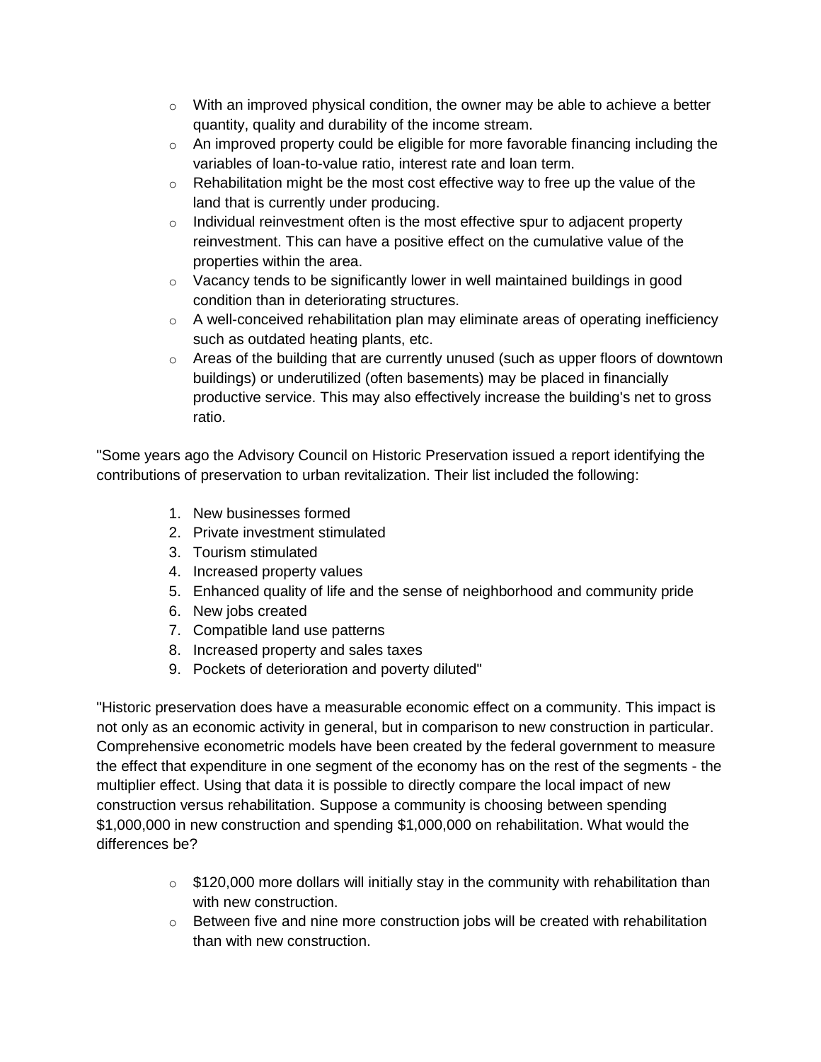- With an improved physical condition, the owner may be able to achieve a better quantity, quality and durability of the income stream.
- An improved property could be eligible for more favorable financing including the variables of loan-to-value ratio, interest rate and loan term.
- Rehabilitation might be the most cost effective way to free up the value of the land that is currently under producing.
- Individual reinvestment often is the most effective spur to adjacent property reinvestment. This can have a positive effect on the cumulative value of the properties within the area.
- Vacancy tends to be significantly lower in well maintained buildings in good condition than in deteriorating structures.
- A well-conceived rehabilitation plan may eliminate areas of operating inefficiency such as outdated heating plants, etc.
- Areas of the building that are currently unused (such as upper floors of downtown buildings) or underutilized (often basements) may be placed in financially productive service. This may also effectively increase the building's net to gross ratio.

"Some years ago the Advisory Council on Historic Preservation issued a report identifying the contributions of preservation to urban revitalization. Their list included the following:

1. New businesses formed
2. Private investment stimulated
3. Tourism stimulated
4. Increased property values
5. Enhanced quality of life and the sense of neighborhood and community pride
6. New jobs created
7. Compatible land use patterns
8. Increased property and sales taxes
9. Pockets of deterioration and poverty diluted"

"Historic preservation does have a measurable economic effect on a community. This impact is not only as an economic activity in general, but in comparison to new construction in particular. Comprehensive econometric models have been created by the federal government to measure the effect that expenditure in one segment of the economy has on the rest of the segments - the multiplier effect. Using that data it is possible to directly compare the local impact of new construction versus rehabilitation. Suppose a community is choosing between spending $1,000,000 in new construction and spending $1,000,000 on rehabilitation. What would the differences be?

- $120,000 more dollars will initially stay in the community with rehabilitation than with new construction.
- Between five and nine more construction jobs will be created with rehabilitation than with new construction.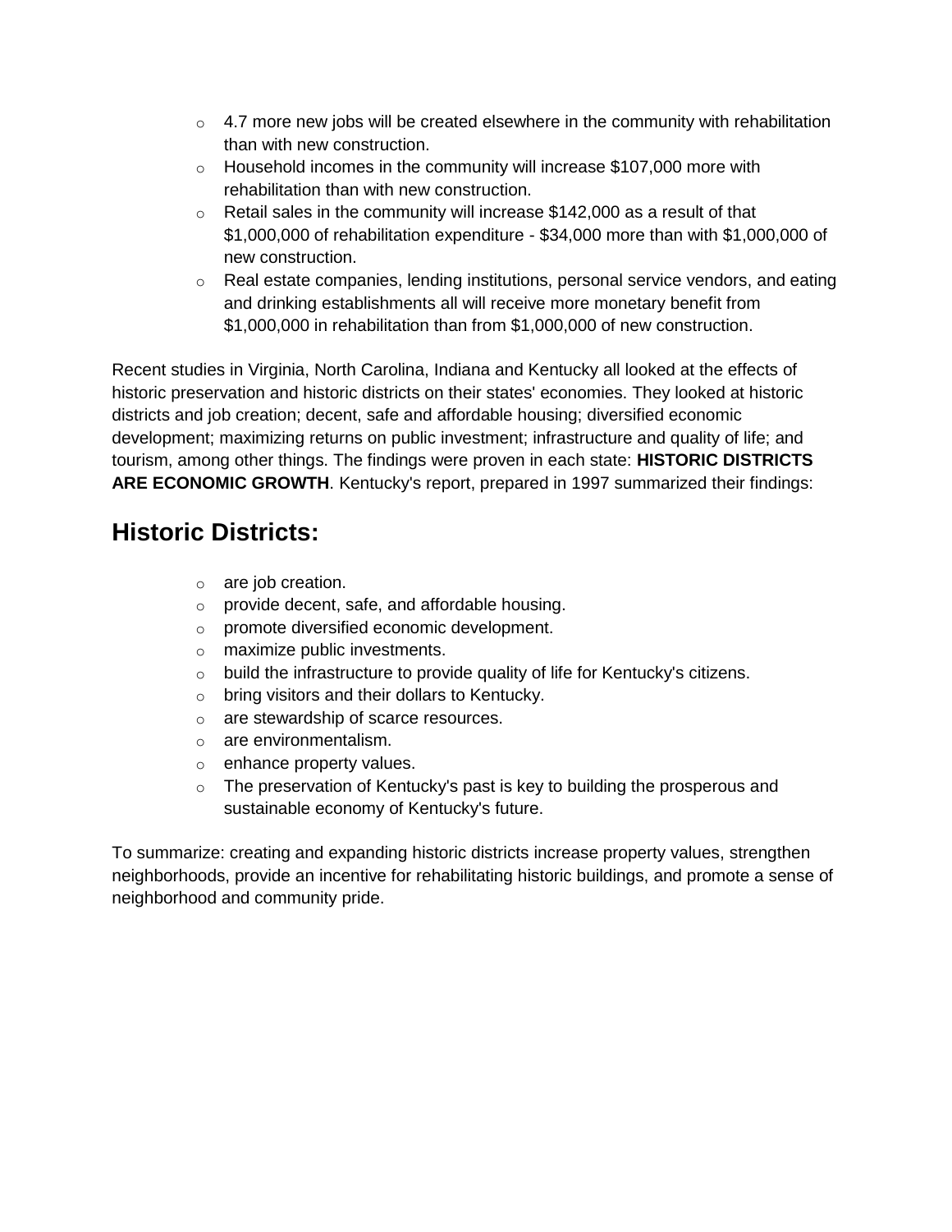- 4.7 more new jobs will be created elsewhere in the community with rehabilitation than with new construction.
- Household incomes in the community will increase $107,000 more with rehabilitation than with new construction.
- Retail sales in the community will increase $142,000 as a result of that $1,000,000 of rehabilitation expenditure - $34,000 more than with $1,000,000 of new construction.
- Real estate companies, lending institutions, personal service vendors, and eating and drinking establishments all will receive more monetary benefit from $1,000,000 in rehabilitation than from $1,000,000 of new construction.

Recent studies in Virginia, North Carolina, Indiana and Kentucky all looked at the effects of historic preservation and historic districts on their states' economies. They looked at historic districts and job creation; decent, safe and affordable housing; diversified economic development; maximizing returns on public investment; infrastructure and quality of life; and tourism, among other things. The findings were proven in each state: **HISTORIC DISTRICTS ARE ECONOMIC GROWTH**. Kentucky's report, prepared in 1997 summarized their findings:

## Historic Districts:

- are job creation.
- provide decent, safe, and affordable housing.
- promote diversified economic development.
- maximize public investments.
- build the infrastructure to provide quality of life for Kentucky's citizens.
- bring visitors and their dollars to Kentucky.
- are stewardship of scarce resources.
- are environmentalism.
- enhance property values.
- The preservation of Kentucky's past is key to building the prosperous and sustainable economy of Kentucky's future.

To summarize: creating and expanding historic districts increase property values, strengthen neighborhoods, provide an incentive for rehabilitating historic buildings, and promote a sense of neighborhood and community pride.